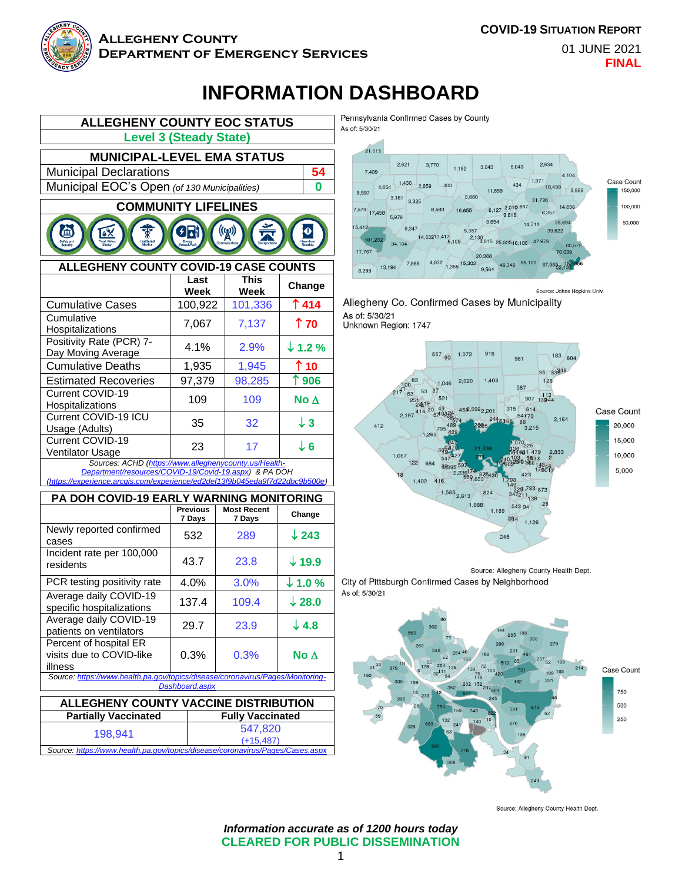**ALLEGHENY COUNTY**
**DEPARTMENT OF EMERGENCY SERVICES**

**COVID-19 SITUATION REPORT**
01 JUNE 2021
**FINAL**

# INFORMATION DASHBOARD

| ALLEGHENY COUNTY EOC STATUS |
|---|
| **Level 3 (Steady State)** |

| MUNICIPAL-LEVEL EMA STATUS | |
|---|---|
| Municipal Declarations | 54 |
| Municipal EOC's Open *(of 130 Municipalities)* | 0 |

**COMMUNITY LIFELINES**

Safety and Security · Food, Water, Shelter · Health and Medical · Energy (Power & Fuel) · Communications · Transportation · Hazardous Materials

**ALLEGHENY COUNTY COVID-19 CASE COUNTS**

| | Last Week | This Week | Change |
|---|---|---|---|
| Cumulative Cases | 100,922 | 101,336 | ↑ 414 |
| Cumulative Hospitalizations | 7,067 | 7,137 | ↑ 70 |
| Positivity Rate (PCR) 7-Day Moving Average | 4.1% | 2.9% | ↓ 1.2 % |
| Cumulative Deaths | 1,935 | 1,945 | ↑ 10 |
| Estimated Recoveries | 97,379 | 98,285 | ↑ 906 |
| Current COVID-19 Hospitalizations | 109 | 109 | No Δ |
| Current COVID-19 ICU Usage (Adults) | 35 | 32 | ↓ 3 |
| Current COVID-19 Ventilator Usage | 23 | 17 | ↓ 6 |

*Sources: ACHD (https://www.alleghenycounty.us/Health-Department/resources/COVID-19/Covid-19.aspx) & PA DOH (https://experience.arcgis.com/experience/ed2def13f9b045eda9f7d22dbc9b500e)*

**PA DOH COVID-19 EARLY WARNING MONITORING**

| | Previous 7 Days | Most Recent 7 Days | Change |
|---|---|---|---|
| Newly reported confirmed cases | 532 | 289 | ↓ 243 |
| Incident rate per 100,000 residents | 43.7 | 23.8 | ↓ 19.9 |
| PCR testing positivity rate | 4.0% | 3.0% | ↓ 1.0 % |
| Average daily COVID-19 specific hospitalizations | 137.4 | 109.4 | ↓ 28.0 |
| Average daily COVID-19 patients on ventilators | 29.7 | 23.9 | ↓ 4.8 |
| Percent of hospital ER visits due to COVID-like illness | 0.3% | 0.3% | No Δ |

*Source: https://www.health.pa.gov/topics/disease/coronavirus/Pages/Monitoring-Dashboard.aspx*

**ALLEGHENY COUNTY VACCINE DISTRIBUTION**

| Partially Vaccinated | Fully Vaccinated |
|---|---|
| 198,941 | 547,820 (+15,487) |

*Source: https://www.health.pa.gov/topics/disease/coronavirus/Pages/Cases.aspx*

Pennsylvania Confirmed Cases by County
As of: 5/30/21

Source: Johns Hopkins Univ.

Allegheny Co. Confirmed Cases by Municipality
As of: 5/30/21
Unknown Region: 1747

Source: Allegheny County Health Dept.

City of Pittsburgh Confirmed Cases by Neighborhood
As of: 5/30/21

Source: Allegheny County Health Dept.

***Information accurate as of 1200 hours today***
**CLEARED FOR PUBLIC DISSEMINATION**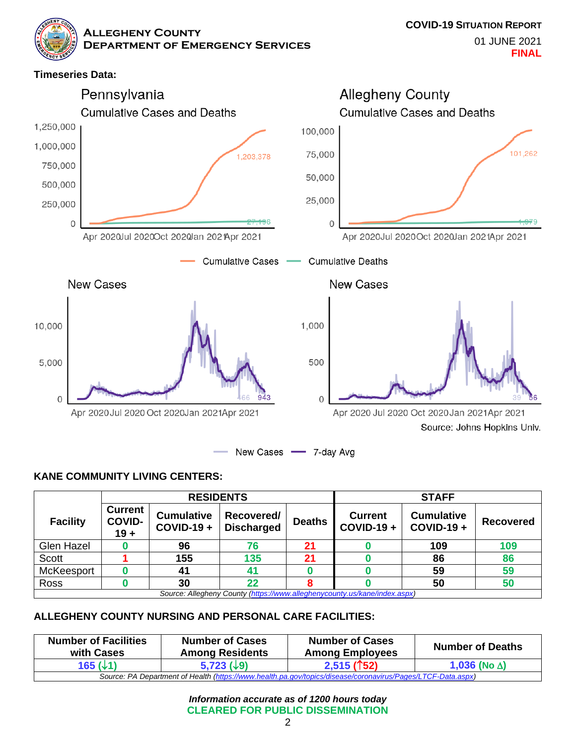**Timeseries Data:**

Pennsylvania
Cumulative Cases and Deaths

1,250,000
1,000,000
750,000
500,000
250,000
0

1,203,378
27,196

Apr 2020 Jul 2020 Oct 2020 Jan 2021 Apr 2021

Allegheny County
Cumulative Cases and Deaths

100,000
75,000
50,000
25,000
0

101,262
1,979

Apr 2020 Jul 2020 Oct 2020 Jan 2021 Apr 2021

Cumulative Cases — Cumulative Deaths

New Cases

10,000
5,000
0

466 943

Apr 2020 Jul 2020 Oct 2020 Jan 2021 Apr 2021

New Cases

1,000
500
0

39 56

Apr 2020 Jul 2020 Oct 2020 Jan 2021 Apr 2021

Source: Johns Hopkins Univ.

New Cases — 7-day Avg

## KANE COMMUNITY LIVING CENTERS:

| Facility | RESIDENTS | | | | STAFF | | |
|---|---|---|---|---|---|---|---|
| | Current COVID-19 + | Cumulative COVID-19 + | Recovered/ Discharged | Deaths | Current COVID-19 + | Cumulative COVID-19 + | Recovered |
| Glen Hazel | 0 | 96 | 76 | 21 | 0 | 109 | 109 |
| Scott | 1 | 155 | 135 | 21 | 0 | 86 | 86 |
| McKeesport | 0 | 41 | 41 | 0 | 0 | 59 | 59 |
| Ross | 0 | 30 | 22 | 8 | 0 | 50 | 50 |

*Source: Allegheny County (https://www.alleghenycounty.us/kane/index.aspx)*

## ALLEGHENY COUNTY NURSING AND PERSONAL CARE FACILITIES:

| Number of Facilities with Cases | Number of Cases Among Residents | Number of Cases Among Employees | Number of Deaths |
|---|---|---|---|
| 165 (↓1) | 5,723 (↓9) | 2,515 (↑52) | 1,036 (No Δ) |

*Source: PA Department of Health (https://www.health.pa.gov/topics/disease/coronavirus/Pages/LTCF-Data.aspx)*

***Information accurate as of 1200 hours today***

**CLEARED FOR PUBLIC DISSEMINATION**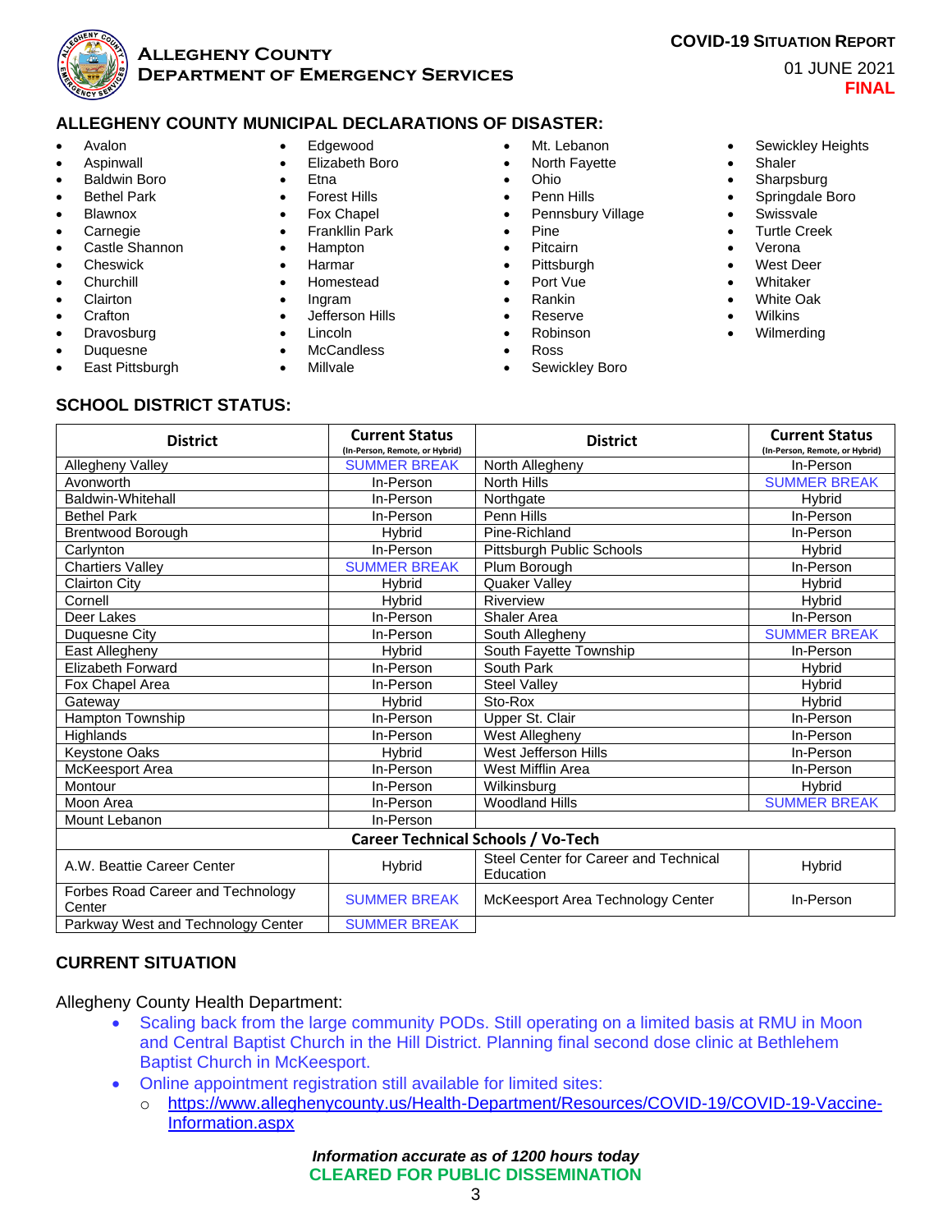## ALLEGHENY COUNTY MUNICIPAL DECLARATIONS OF DISASTER:

- Avalon
- Aspinwall
- Baldwin Boro
- Bethel Park
- Blawnox
- Carnegie
- Castle Shannon
- Cheswick
- Churchill
- Clairton
- Crafton
- Dravosburg
- Duquesne
- East Pittsburgh
- Edgewood
- Elizabeth Boro
- Etna
- Forest Hills
- Fox Chapel
- Frankllin Park
- Hampton
- Harmar
- Homestead
- Ingram
- Jefferson Hills
- Lincoln
- McCandless
- Millvale
- Mt. Lebanon
- North Fayette
- Ohio
- Penn Hills
- Pennsbury Village
- Pine
- Pitcairn
- Pittsburgh
- Port Vue
- Rankin
- Reserve
- Robinson
- Ross
- Sewickley Boro
- Sewickley Heights
- Shaler
- Sharpsburg
- Springdale Boro
- Swissvale
- Turtle Creek
- Verona
- West Deer
- Whitaker
- White Oak
- Wilkins
- Wilmerding

## SCHOOL DISTRICT STATUS:

| District | Current Status (In-Person, Remote, or Hybrid) | District | Current Status (In-Person, Remote, or Hybrid) |
|---|---|---|---|
| Allegheny Valley | SUMMER BREAK | North Allegheny | In-Person |
| Avonworth | In-Person | North Hills | SUMMER BREAK |
| Baldwin-Whitehall | In-Person | Northgate | Hybrid |
| Bethel Park | In-Person | Penn Hills | In-Person |
| Brentwood Borough | Hybrid | Pine-Richland | In-Person |
| Carlynton | In-Person | Pittsburgh Public Schools | Hybrid |
| Chartiers Valley | SUMMER BREAK | Plum Borough | In-Person |
| Clairton City | Hybrid | Quaker Valley | Hybrid |
| Cornell | Hybrid | Riverview | Hybrid |
| Deer Lakes | In-Person | Shaler Area | In-Person |
| Duquesne City | In-Person | South Allegheny | SUMMER BREAK |
| East Allegheny | Hybrid | South Fayette Township | In-Person |
| Elizabeth Forward | In-Person | South Park | Hybrid |
| Fox Chapel Area | In-Person | Steel Valley | Hybrid |
| Gateway | Hybrid | Sto-Rox | Hybrid |
| Hampton Township | In-Person | Upper St. Clair | In-Person |
| Highlands | In-Person | West Allegheny | In-Person |
| Keystone Oaks | Hybrid | West Jefferson Hills | In-Person |
| McKeesport Area | In-Person | West Mifflin Area | In-Person |
| Montour | In-Person | Wilkinsburg | Hybrid |
| Moon Area | In-Person | Woodland Hills | SUMMER BREAK |
| Mount Lebanon | In-Person | | |
| **Career Technical Schools / Vo-Tech** | | | |
| A.W. Beattie Career Center | Hybrid | Steel Center for Career and Technical Education | Hybrid |
| Forbes Road Career and Technology Center | SUMMER BREAK | McKeesport Area Technology Center | In-Person |
| Parkway West and Technology Center | SUMMER BREAK | | |

## CURRENT SITUATION

Allegheny County Health Department:

- Scaling back from the large community PODs. Still operating on a limited basis at RMU in Moon and Central Baptist Church in the Hill District. Planning final second dose clinic at Bethlehem Baptist Church in McKeesport.
- Online appointment registration still available for limited sites:
  - https://www.alleghenycounty.us/Health-Department/Resources/COVID-19/COVID-19-Vaccine-Information.aspx

***Information accurate as of 1200 hours today***

**CLEARED FOR PUBLIC DISSEMINATION**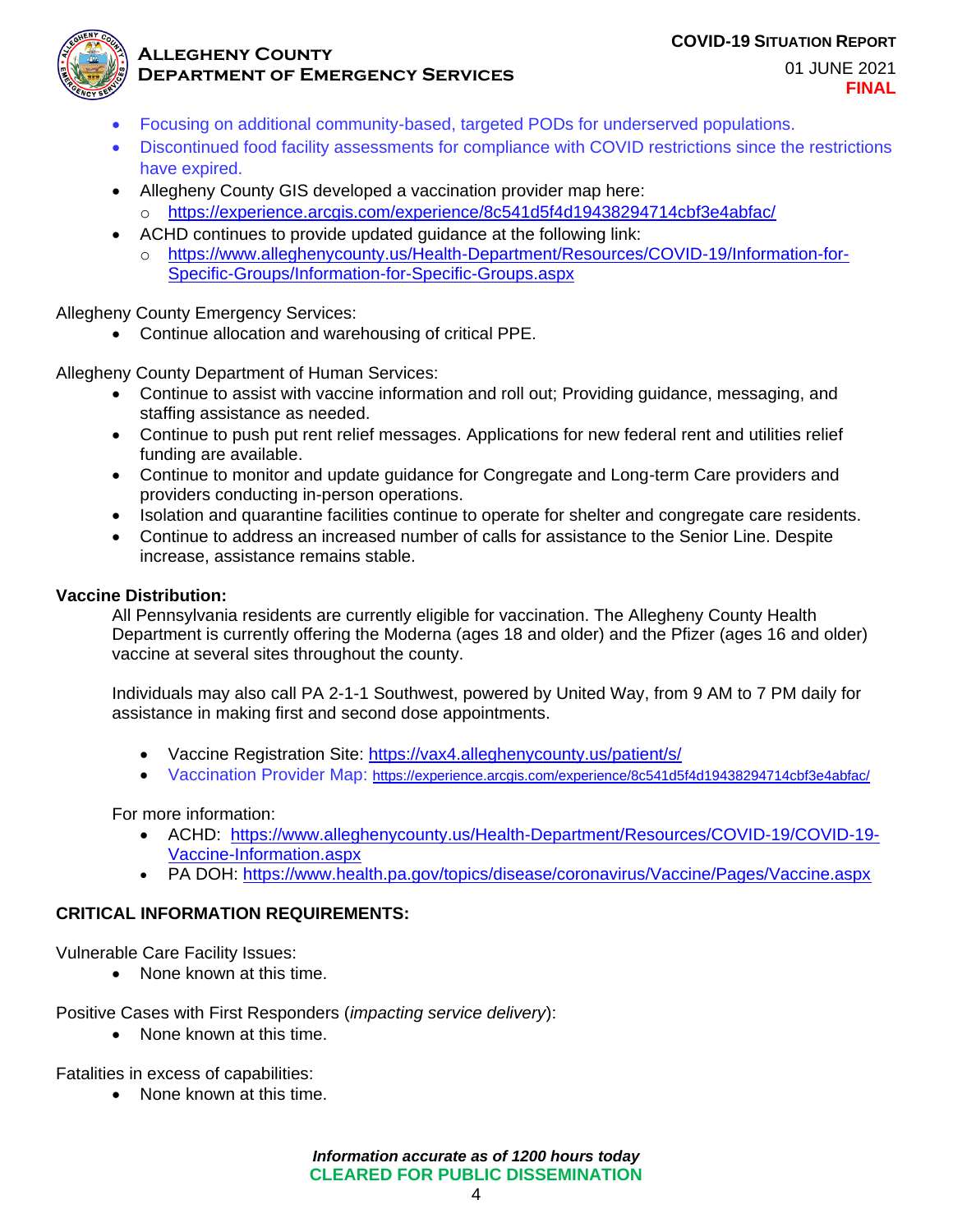- Focusing on additional community-based, targeted PODs for underserved populations.
- Discontinued food facility assessments for compliance with COVID restrictions since the restrictions have expired.
- Allegheny County GIS developed a vaccination provider map here:
  - https://experience.arcgis.com/experience/8c541d5f4d19438294714cbf3e4abfac/
- ACHD continues to provide updated guidance at the following link:
  - https://www.alleghenycounty.us/Health-Department/Resources/COVID-19/Information-for-Specific-Groups/Information-for-Specific-Groups.aspx

Allegheny County Emergency Services:

- Continue allocation and warehousing of critical PPE.

Allegheny County Department of Human Services:

- Continue to assist with vaccine information and roll out; Providing guidance, messaging, and staffing assistance as needed.
- Continue to push put rent relief messages. Applications for new federal rent and utilities relief funding are available.
- Continue to monitor and update guidance for Congregate and Long-term Care providers and providers conducting in-person operations.
- Isolation and quarantine facilities continue to operate for shelter and congregate care residents.
- Continue to address an increased number of calls for assistance to the Senior Line. Despite increase, assistance remains stable.

**Vaccine Distribution:**

All Pennsylvania residents are currently eligible for vaccination. The Allegheny County Health Department is currently offering the Moderna (ages 18 and older) and the Pfizer (ages 16 and older) vaccine at several sites throughout the county.

Individuals may also call PA 2-1-1 Southwest, powered by United Way, from 9 AM to 7 PM daily for assistance in making first and second dose appointments.

- Vaccine Registration Site: https://vax4.alleghenycounty.us/patient/s/
- Vaccination Provider Map: https://experience.arcgis.com/experience/8c541d5f4d19438294714cbf3e4abfac/

For more information:

- ACHD: https://www.alleghenycounty.us/Health-Department/Resources/COVID-19/COVID-19-Vaccine-Information.aspx
- PA DOH: https://www.health.pa.gov/topics/disease/coronavirus/Vaccine/Pages/Vaccine.aspx

**CRITICAL INFORMATION REQUIREMENTS:**

Vulnerable Care Facility Issues:

- None known at this time.

Positive Cases with First Responders (*impacting service delivery*):

- None known at this time.

Fatalities in excess of capabilities:

- None known at this time.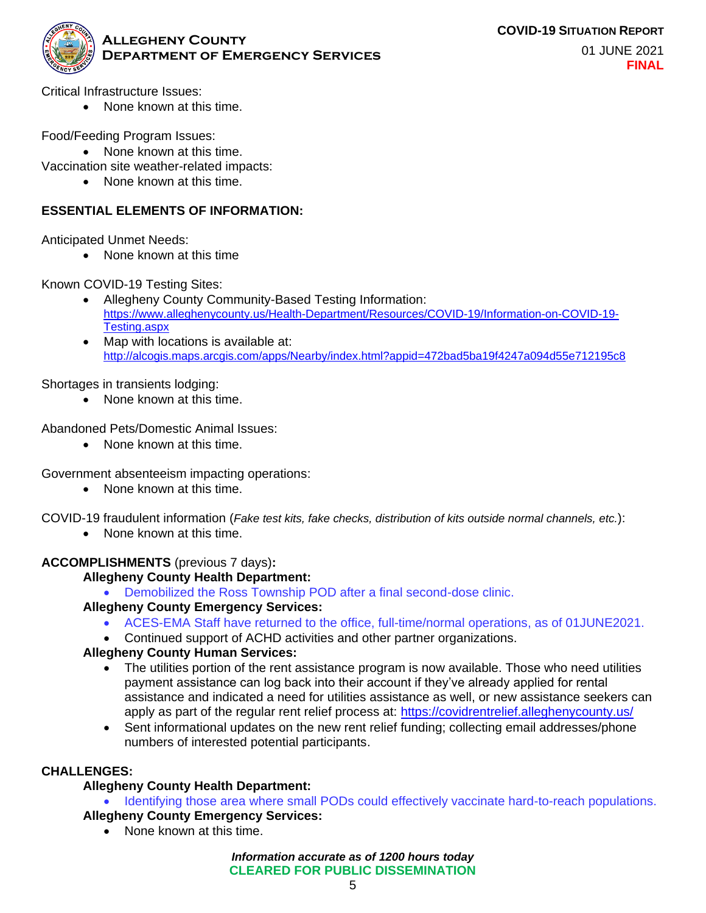Critical Infrastructure Issues:

- None known at this time.

Food/Feeding Program Issues:

- None known at this time.

Vaccination site weather-related impacts:

- None known at this time.

**ESSENTIAL ELEMENTS OF INFORMATION:**

Anticipated Unmet Needs:

- None known at this time

Known COVID-19 Testing Sites:

- Allegheny County Community-Based Testing Information: https://www.alleghenycounty.us/Health-Department/Resources/COVID-19/Information-on-COVID-19-Testing.aspx
- Map with locations is available at: http://alcogis.maps.arcgis.com/apps/Nearby/index.html?appid=472bad5ba19f4247a094d55e712195c8

Shortages in transients lodging:

- None known at this time.

Abandoned Pets/Domestic Animal Issues:

- None known at this time.

Government absenteeism impacting operations:

- None known at this time.

COVID-19 fraudulent information (*Fake test kits, fake checks, distribution of kits outside normal channels, etc.*):

- None known at this time.

**ACCOMPLISHMENTS** (previous 7 days)**:**

**Allegheny County Health Department:**

- Demobilized the Ross Township POD after a final second-dose clinic.

**Allegheny County Emergency Services:**

- ACES-EMA Staff have returned to the office, full-time/normal operations, as of 01JUNE2021.
- Continued support of ACHD activities and other partner organizations.

**Allegheny County Human Services:**

- The utilities portion of the rent assistance program is now available. Those who need utilities payment assistance can log back into their account if they've already applied for rental assistance and indicated a need for utilities assistance as well, or new assistance seekers can apply as part of the regular rent relief process at: https://covidrentrelief.alleghenycounty.us/
- Sent informational updates on the new rent relief funding; collecting email addresses/phone numbers of interested potential participants.

**CHALLENGES:**

**Allegheny County Health Department:**

- Identifying those area where small PODs could effectively vaccinate hard-to-reach populations.

**Allegheny County Emergency Services:**

- None known at this time.

***Information accurate as of 1200 hours today***

**CLEARED FOR PUBLIC DISSEMINATION**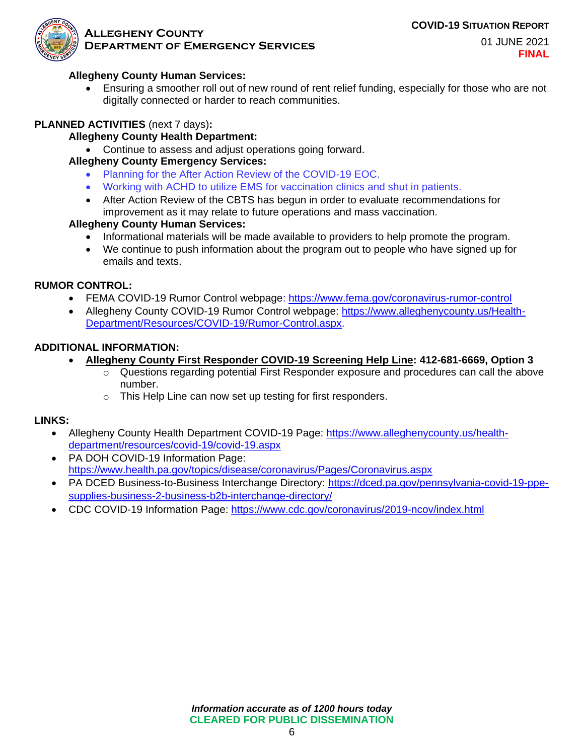**Allegheny County Human Services:**

- Ensuring a smoother roll out of new round of rent relief funding, especially for those who are not digitally connected or harder to reach communities.

**PLANNED ACTIVITIES** (next 7 days)**:**

**Allegheny County Health Department:**

- Continue to assess and adjust operations going forward.

**Allegheny County Emergency Services:**

- Planning for the After Action Review of the COVID-19 EOC.
- Working with ACHD to utilize EMS for vaccination clinics and shut in patients.
- After Action Review of the CBTS has begun in order to evaluate recommendations for improvement as it may relate to future operations and mass vaccination.

**Allegheny County Human Services:**

- Informational materials will be made available to providers to help promote the program.
- We continue to push information about the program out to people who have signed up for emails and texts.

**RUMOR CONTROL:**

- FEMA COVID-19 Rumor Control webpage: https://www.fema.gov/coronavirus-rumor-control
- Allegheny County COVID-19 Rumor Control webpage: https://www.alleghenycounty.us/Health-Department/Resources/COVID-19/Rumor-Control.aspx.

**ADDITIONAL INFORMATION:**

- **Allegheny County First Responder COVID-19 Screening Help Line: 412-681-6669, Option 3**
  - Questions regarding potential First Responder exposure and procedures can call the above number.
  - This Help Line can now set up testing for first responders.

**LINKS:**

- Allegheny County Health Department COVID-19 Page: https://www.alleghenycounty.us/health-department/resources/covid-19/covid-19.aspx
- PA DOH COVID-19 Information Page: https://www.health.pa.gov/topics/disease/coronavirus/Pages/Coronavirus.aspx
- PA DCED Business-to-Business Interchange Directory: https://dced.pa.gov/pennsylvania-covid-19-ppe-supplies-business-2-business-b2b-interchange-directory/
- CDC COVID-19 Information Page: https://www.cdc.gov/coronavirus/2019-ncov/index.html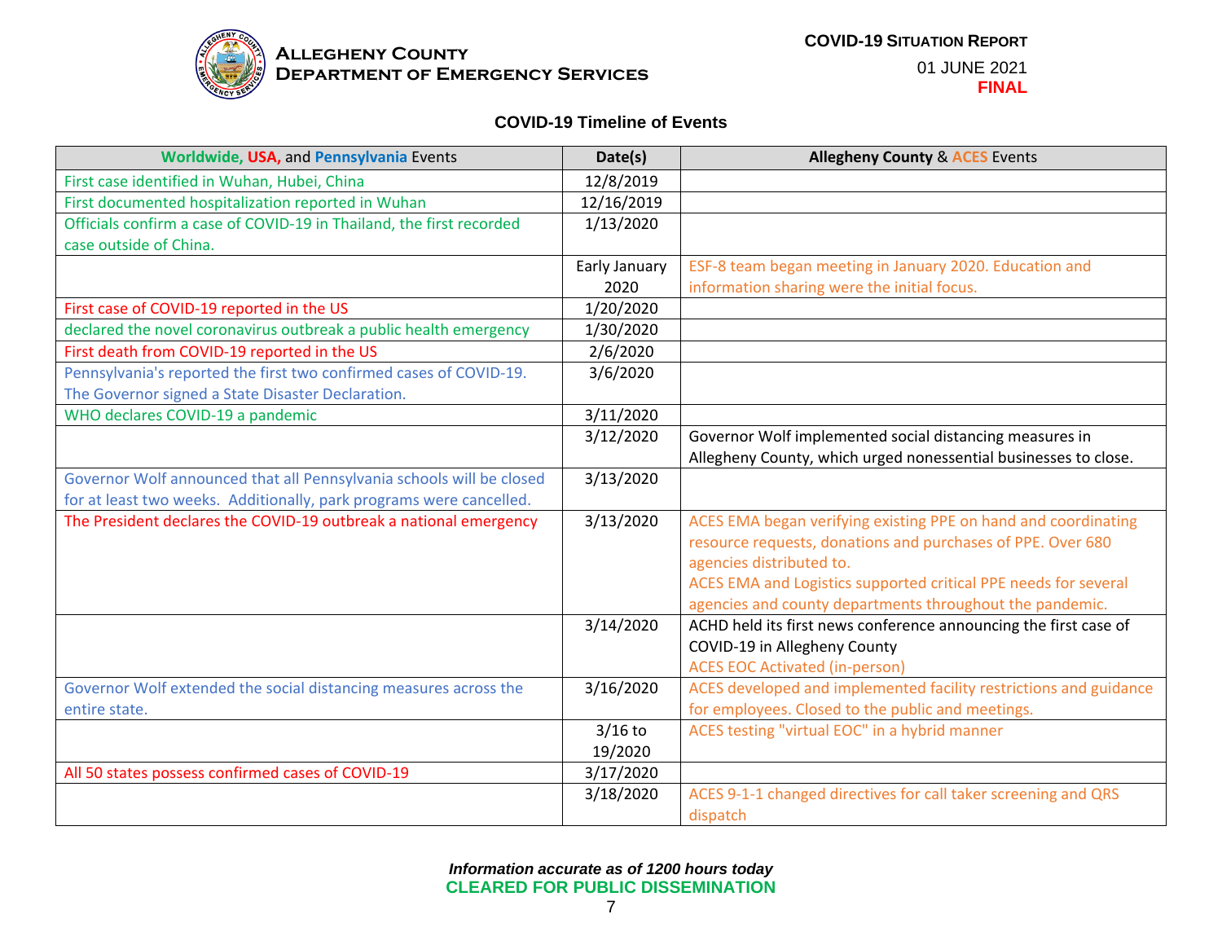# COVID-19 Timeline of Events

| Worldwide, USA, and Pennsylvania Events | Date(s) | Allegheny County & ACES Events |
|---|---|---|
| First case identified in Wuhan, Hubei, China | 12/8/2019 | |
| First documented hospitalization reported in Wuhan | 12/16/2019 | |
| Officials confirm a case of COVID-19 in Thailand, the first recorded case outside of China. | 1/13/2020 | |
| | Early January 2020 | ESF-8 team began meeting in January 2020. Education and information sharing were the initial focus. |
| First case of COVID-19 reported in the US | 1/20/2020 | |
| declared the novel coronavirus outbreak a public health emergency | 1/30/2020 | |
| First death from COVID-19 reported in the US | 2/6/2020 | |
| Pennsylvania's reported the first two confirmed cases of COVID-19. The Governor signed a State Disaster Declaration. | 3/6/2020 | |
| WHO declares COVID-19 a pandemic | 3/11/2020 | |
| | 3/12/2020 | Governor Wolf implemented social distancing measures in Allegheny County, which urged nonessential businesses to close. |
| Governor Wolf announced that all Pennsylvania schools will be closed for at least two weeks. Additionally, park programs were cancelled. | 3/13/2020 | |
| The President declares the COVID-19 outbreak a national emergency | 3/13/2020 | ACES EMA began verifying existing PPE on hand and coordinating resource requests, donations and purchases of PPE. Over 680 agencies distributed to.<br>ACES EMA and Logistics supported critical PPE needs for several agencies and county departments throughout the pandemic. |
| | 3/14/2020 | ACHD held its first news conference announcing the first case of COVID-19 in Allegheny County<br>ACES EOC Activated (in-person) |
| Governor Wolf extended the social distancing measures across the entire state. | 3/16/2020 | ACES developed and implemented facility restrictions and guidance for employees. Closed to the public and meetings. |
| | 3/16 to 19/2020 | ACES testing "virtual EOC" in a hybrid manner |
| All 50 states possess confirmed cases of COVID-19 | 3/17/2020 | |
| | 3/18/2020 | ACES 9-1-1 changed directives for call taker screening and QRS dispatch |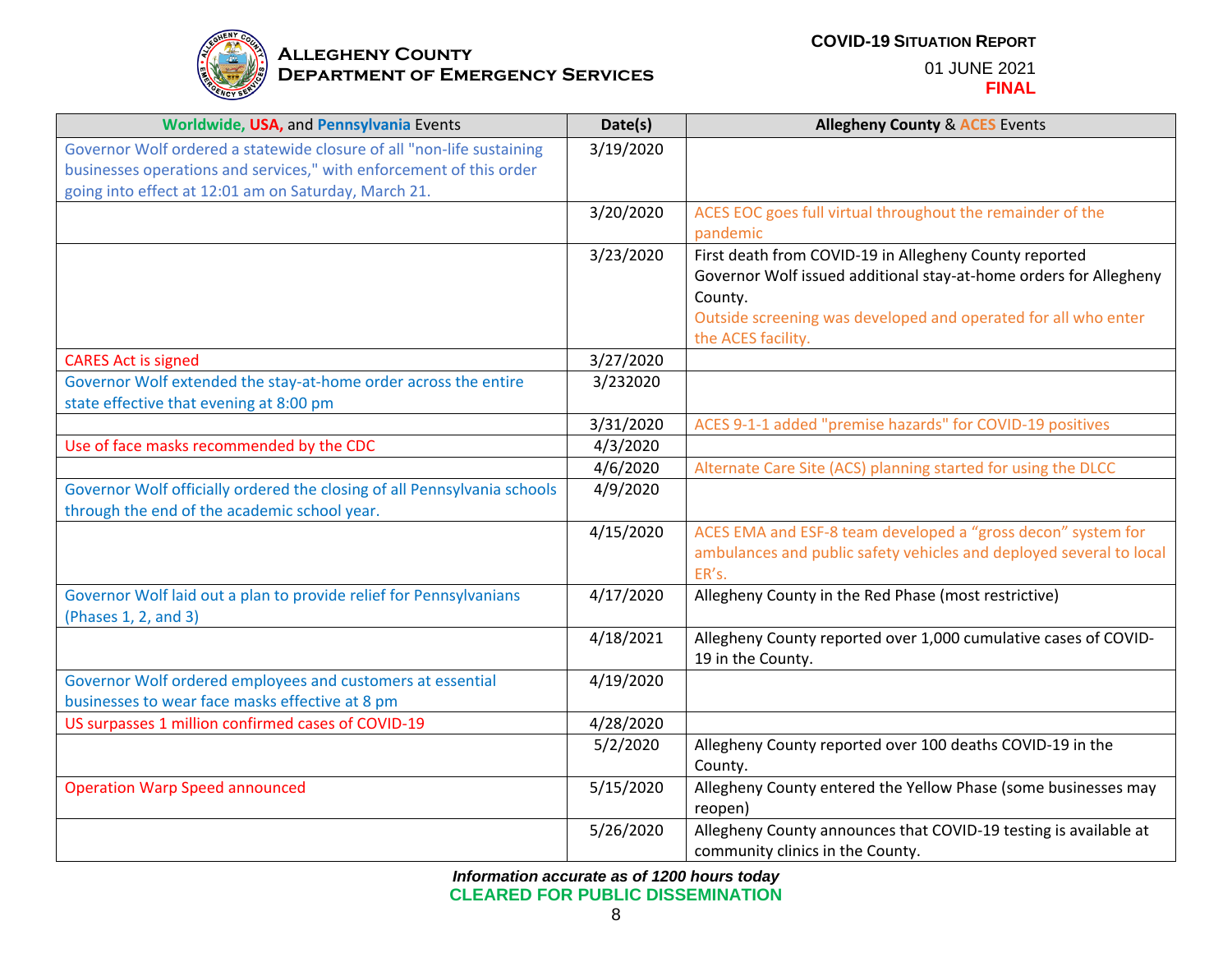| Worldwide, USA, and Pennsylvania Events | Date(s) | Allegheny County & ACES Events |
|---|---|---|
| Governor Wolf ordered a statewide closure of all "non-life sustaining businesses operations and services," with enforcement of this order going into effect at 12:01 am on Saturday, March 21. | 3/19/2020 | |
| | 3/20/2020 | ACES EOC goes full virtual throughout the remainder of the pandemic |
| | 3/23/2020 | First death from COVID-19 in Allegheny County reported<br>Governor Wolf issued additional stay-at-home orders for Allegheny County.<br>Outside screening was developed and operated for all who enter the ACES facility. |
| CARES Act is signed | 3/27/2020 | |
| Governor Wolf extended the stay-at-home order across the entire state effective that evening at 8:00 pm | 3/232020 | |
| | 3/31/2020 | ACES 9-1-1 added "premise hazards" for COVID-19 positives |
| Use of face masks recommended by the CDC | 4/3/2020 | |
| | 4/6/2020 | Alternate Care Site (ACS) planning started for using the DLCC |
| Governor Wolf officially ordered the closing of all Pennsylvania schools through the end of the academic school year. | 4/9/2020 | |
| | 4/15/2020 | ACES EMA and ESF-8 team developed a “gross decon” system for ambulances and public safety vehicles and deployed several to local ER’s. |
| Governor Wolf laid out a plan to provide relief for Pennsylvanians (Phases 1, 2, and 3) | 4/17/2020 | Allegheny County in the Red Phase (most restrictive) |
| | 4/18/2021 | Allegheny County reported over 1,000 cumulative cases of COVID-19 in the County. |
| Governor Wolf ordered employees and customers at essential businesses to wear face masks effective at 8 pm | 4/19/2020 | |
| US surpasses 1 million confirmed cases of COVID-19 | 4/28/2020 | |
| | 5/2/2020 | Allegheny County reported over 100 deaths COVID-19 in the County. |
| Operation Warp Speed announced | 5/15/2020 | Allegheny County entered the Yellow Phase (some businesses may reopen) |
| | 5/26/2020 | Allegheny County announces that COVID-19 testing is available at community clinics in the County. |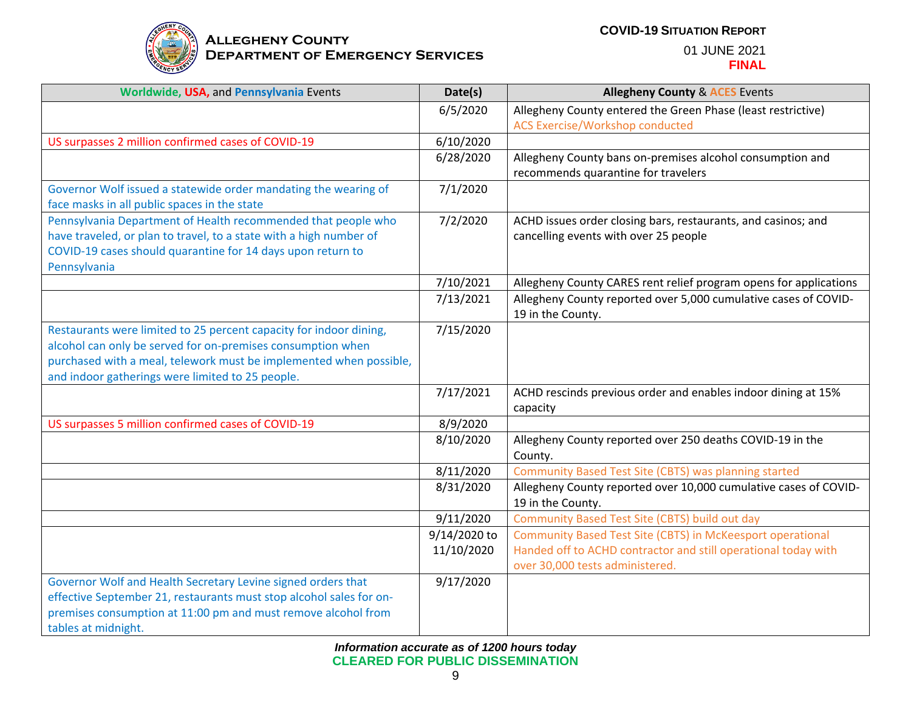| Worldwide, USA, and Pennsylvania Events | Date(s) | Allegheny County & ACES Events |
|---|---|---|
| | 6/5/2020 | Allegheny County entered the Green Phase (least restrictive)<br>ACS Exercise/Workshop conducted |
| US surpasses 2 million confirmed cases of COVID-19 | 6/10/2020 | |
| | 6/28/2020 | Allegheny County bans on-premises alcohol consumption and recommends quarantine for travelers |
| Governor Wolf issued a statewide order mandating the wearing of face masks in all public spaces in the state | 7/1/2020 | |
| Pennsylvania Department of Health recommended that people who have traveled, or plan to travel, to a state with a high number of COVID-19 cases should quarantine for 14 days upon return to Pennsylvania | 7/2/2020 | ACHD issues order closing bars, restaurants, and casinos; and cancelling events with over 25 people |
| | 7/10/2021 | Allegheny County CARES rent relief program opens for applications |
| | 7/13/2021 | Allegheny County reported over 5,000 cumulative cases of COVID-19 in the County. |
| Restaurants were limited to 25 percent capacity for indoor dining, alcohol can only be served for on-premises consumption when purchased with a meal, telework must be implemented when possible, and indoor gatherings were limited to 25 people. | 7/15/2020 | |
| | 7/17/2021 | ACHD rescinds previous order and enables indoor dining at 15% capacity |
| US surpasses 5 million confirmed cases of COVID-19 | 8/9/2020 | |
| | 8/10/2020 | Allegheny County reported over 250 deaths COVID-19 in the County. |
| | 8/11/2020 | Community Based Test Site (CBTS) was planning started |
| | 8/31/2020 | Allegheny County reported over 10,000 cumulative cases of COVID-19 in the County. |
| | 9/11/2020 | Community Based Test Site (CBTS) build out day |
| | 9/14/2020 to 11/10/2020 | Community Based Test Site (CBTS) in McKeesport operational<br>Handed off to ACHD contractor and still operational today with over 30,000 tests administered. |
| Governor Wolf and Health Secretary Levine signed orders that effective September 21, restaurants must stop alcohol sales for on-premises consumption at 11:00 pm and must remove alcohol from tables at midnight. | 9/17/2020 | |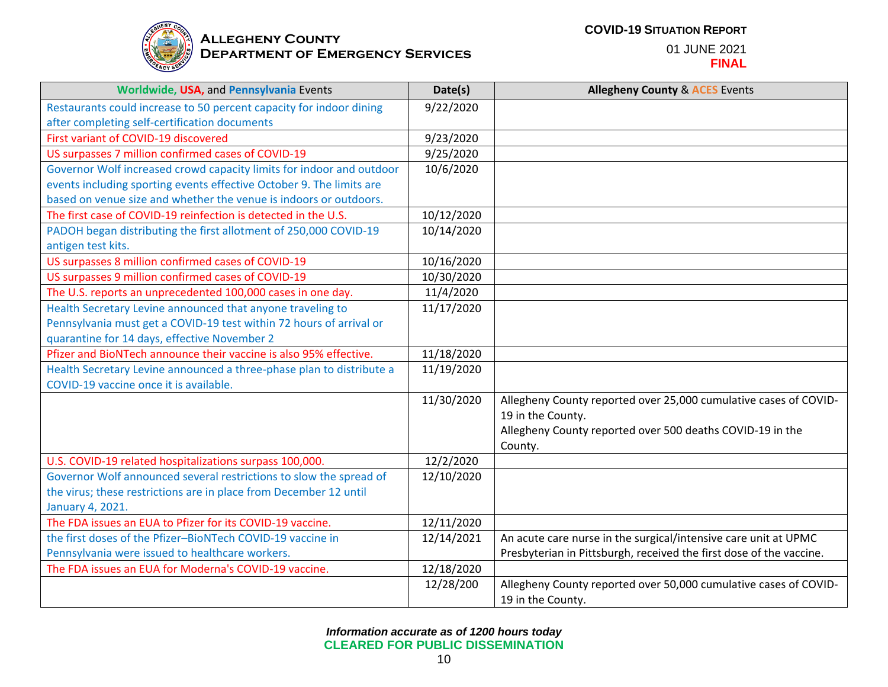| Worldwide, USA, and Pennsylvania Events | Date(s) | Allegheny County & ACES Events |
|---|---|---|
| Restaurants could increase to 50 percent capacity for indoor dining after completing self-certification documents | 9/22/2020 | |
| First variant of COVID-19 discovered | 9/23/2020 | |
| US surpasses 7 million confirmed cases of COVID-19 | 9/25/2020 | |
| Governor Wolf increased crowd capacity limits for indoor and outdoor events including sporting events effective October 9. The limits are based on venue size and whether the venue is indoors or outdoors. | 10/6/2020 | |
| The first case of COVID-19 reinfection is detected in the U.S. | 10/12/2020 | |
| PADOH began distributing the first allotment of 250,000 COVID-19 antigen test kits. | 10/14/2020 | |
| US surpasses 8 million confirmed cases of COVID-19 | 10/16/2020 | |
| US surpasses 9 million confirmed cases of COVID-19 | 10/30/2020 | |
| The U.S. reports an unprecedented 100,000 cases in one day. | 11/4/2020 | |
| Health Secretary Levine announced that anyone traveling to Pennsylvania must get a COVID-19 test within 72 hours of arrival or quarantine for 14 days, effective November 2 | 11/17/2020 | |
| Pfizer and BioNTech announce their vaccine is also 95% effective. | 11/18/2020 | |
| Health Secretary Levine announced a three-phase plan to distribute a COVID-19 vaccine once it is available. | 11/19/2020 | |
| | 11/30/2020 | Allegheny County reported over 25,000 cumulative cases of COVID-19 in the County.<br>Allegheny County reported over 500 deaths COVID-19 in the County. |
| U.S. COVID-19 related hospitalizations surpass 100,000. | 12/2/2020 | |
| Governor Wolf announced several restrictions to slow the spread of the virus; these restrictions are in place from December 12 until January 4, 2021. | 12/10/2020 | |
| The FDA issues an EUA to Pfizer for its COVID-19 vaccine. | 12/11/2020 | |
| the first doses of the Pfizer–BioNTech COVID-19 vaccine in Pennsylvania were issued to healthcare workers. | 12/14/2021 | An acute care nurse in the surgical/intensive care unit at UPMC Presbyterian in Pittsburgh, received the first dose of the vaccine. |
| The FDA issues an EUA for Moderna's COVID-19 vaccine. | 12/18/2020 | |
| | 12/28/200 | Allegheny County reported over 50,000 cumulative cases of COVID-19 in the County. |

*Information accurate as of 1200 hours today*

**CLEARED FOR PUBLIC DISSEMINATION**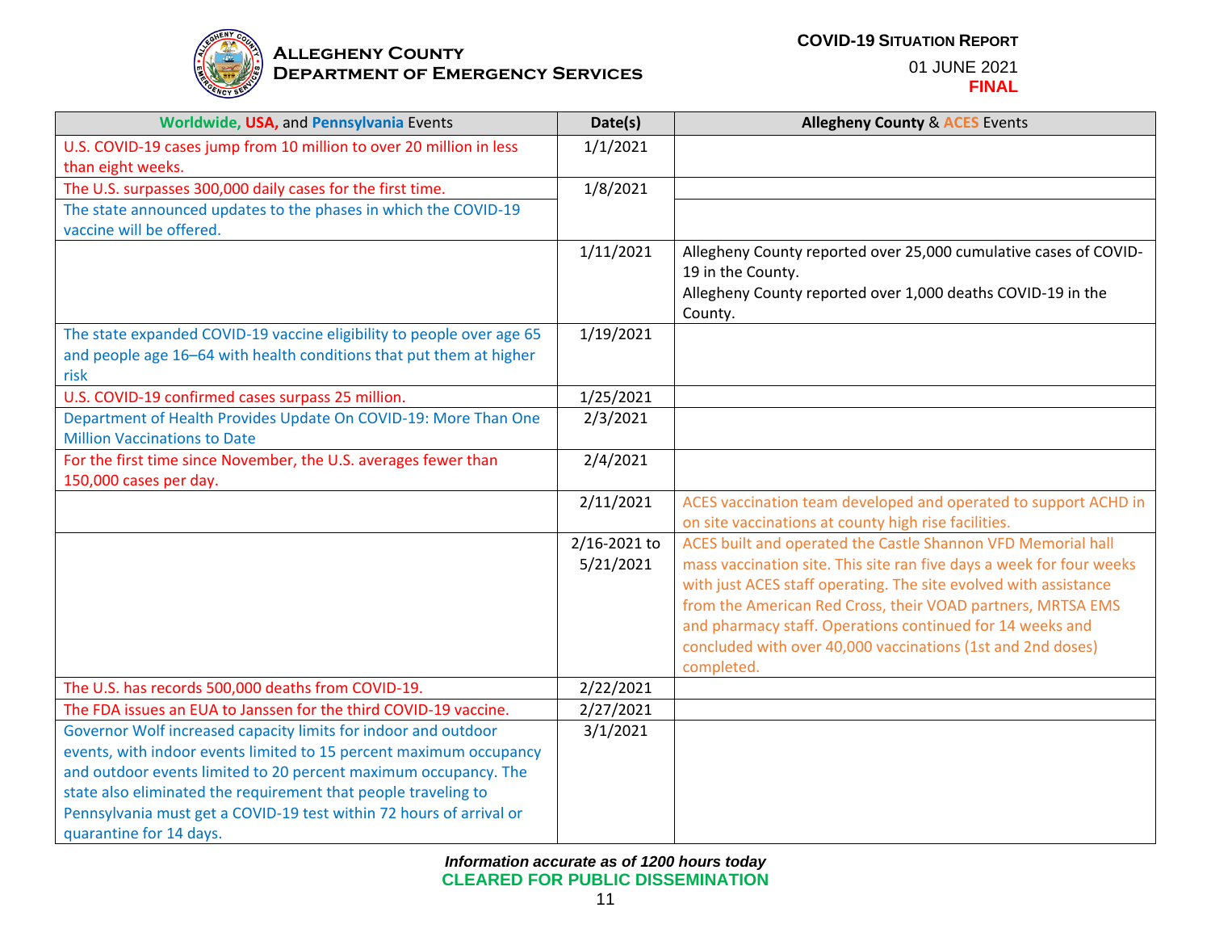| Worldwide, USA, and Pennsylvania Events | Date(s) | Allegheny County & ACES Events |
|---|---|---|
| U.S. COVID-19 cases jump from 10 million to over 20 million in less than eight weeks. | 1/1/2021 | |
| The U.S. surpasses 300,000 daily cases for the first time. | 1/8/2021 | |
| The state announced updates to the phases in which the COVID-19 vaccine will be offered. | | |
| | 1/11/2021 | Allegheny County reported over 25,000 cumulative cases of COVID-19 in the County.<br>Allegheny County reported over 1,000 deaths COVID-19 in the County. |
| The state expanded COVID-19 vaccine eligibility to people over age 65 and people age 16–64 with health conditions that put them at higher risk | 1/19/2021 | |
| U.S. COVID-19 confirmed cases surpass 25 million. | 1/25/2021 | |
| Department of Health Provides Update On COVID-19: More Than One Million Vaccinations to Date | 2/3/2021 | |
| For the first time since November, the U.S. averages fewer than 150,000 cases per day. | 2/4/2021 | |
| | 2/11/2021 | ACES vaccination team developed and operated to support ACHD in on site vaccinations at county high rise facilities. |
| | 2/16-2021 to 5/21/2021 | ACES built and operated the Castle Shannon VFD Memorial hall mass vaccination site. This site ran five days a week for four weeks with just ACES staff operating. The site evolved with assistance from the American Red Cross, their VOAD partners, MRTSA EMS and pharmacy staff. Operations continued for 14 weeks and concluded with over 40,000 vaccinations (1st and 2nd doses) completed. |
| The U.S. has records 500,000 deaths from COVID-19. | 2/22/2021 | |
| The FDA issues an EUA to Janssen for the third COVID-19 vaccine. | 2/27/2021 | |
| Governor Wolf increased capacity limits for indoor and outdoor events, with indoor events limited to 15 percent maximum occupancy and outdoor events limited to 20 percent maximum occupancy. The state also eliminated the requirement that people traveling to Pennsylvania must get a COVID-19 test within 72 hours of arrival or quarantine for 14 days. | 3/1/2021 | |

***Information accurate as of 1200 hours today***

**CLEARED FOR PUBLIC DISSEMINATION**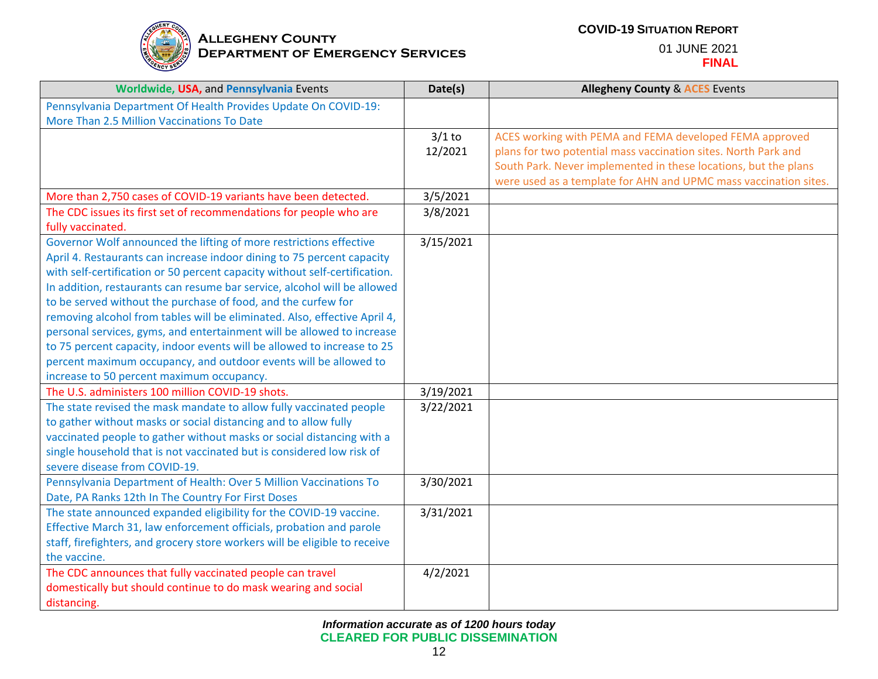| Worldwide, USA, and Pennsylvania Events | Date(s) | Allegheny County & ACES Events |
|---|---|---|
| Pennsylvania Department Of Health Provides Update On COVID-19: More Than 2.5 Million Vaccinations To Date | | |
| | 3/1 to 12/2021 | ACES working with PEMA and FEMA developed FEMA approved plans for two potential mass vaccination sites. North Park and South Park. Never implemented in these locations, but the plans were used as a template for AHN and UPMC mass vaccination sites. |
| More than 2,750 cases of COVID-19 variants have been detected. | 3/5/2021 | |
| The CDC issues its first set of recommendations for people who are fully vaccinated. | 3/8/2021 | |
| Governor Wolf announced the lifting of more restrictions effective April 4. Restaurants can increase indoor dining to 75 percent capacity with self-certification or 50 percent capacity without self-certification. In addition, restaurants can resume bar service, alcohol will be allowed to be served without the purchase of food, and the curfew for removing alcohol from tables will be eliminated. Also, effective April 4, personal services, gyms, and entertainment will be allowed to increase to 75 percent capacity, indoor events will be allowed to increase to 25 percent maximum occupancy, and outdoor events will be allowed to increase to 50 percent maximum occupancy. | 3/15/2021 | |
| The U.S. administers 100 million COVID-19 shots. | 3/19/2021 | |
| The state revised the mask mandate to allow fully vaccinated people to gather without masks or social distancing and to allow fully vaccinated people to gather without masks or social distancing with a single household that is not vaccinated but is considered low risk of severe disease from COVID-19. | 3/22/2021 | |
| Pennsylvania Department of Health: Over 5 Million Vaccinations To Date, PA Ranks 12th In The Country For First Doses | 3/30/2021 | |
| The state announced expanded eligibility for the COVID-19 vaccine. Effective March 31, law enforcement officials, probation and parole staff, firefighters, and grocery store workers will be eligible to receive the vaccine. | 3/31/2021 | |
| The CDC announces that fully vaccinated people can travel domestically but should continue to do mask wearing and social distancing. | 4/2/2021 | |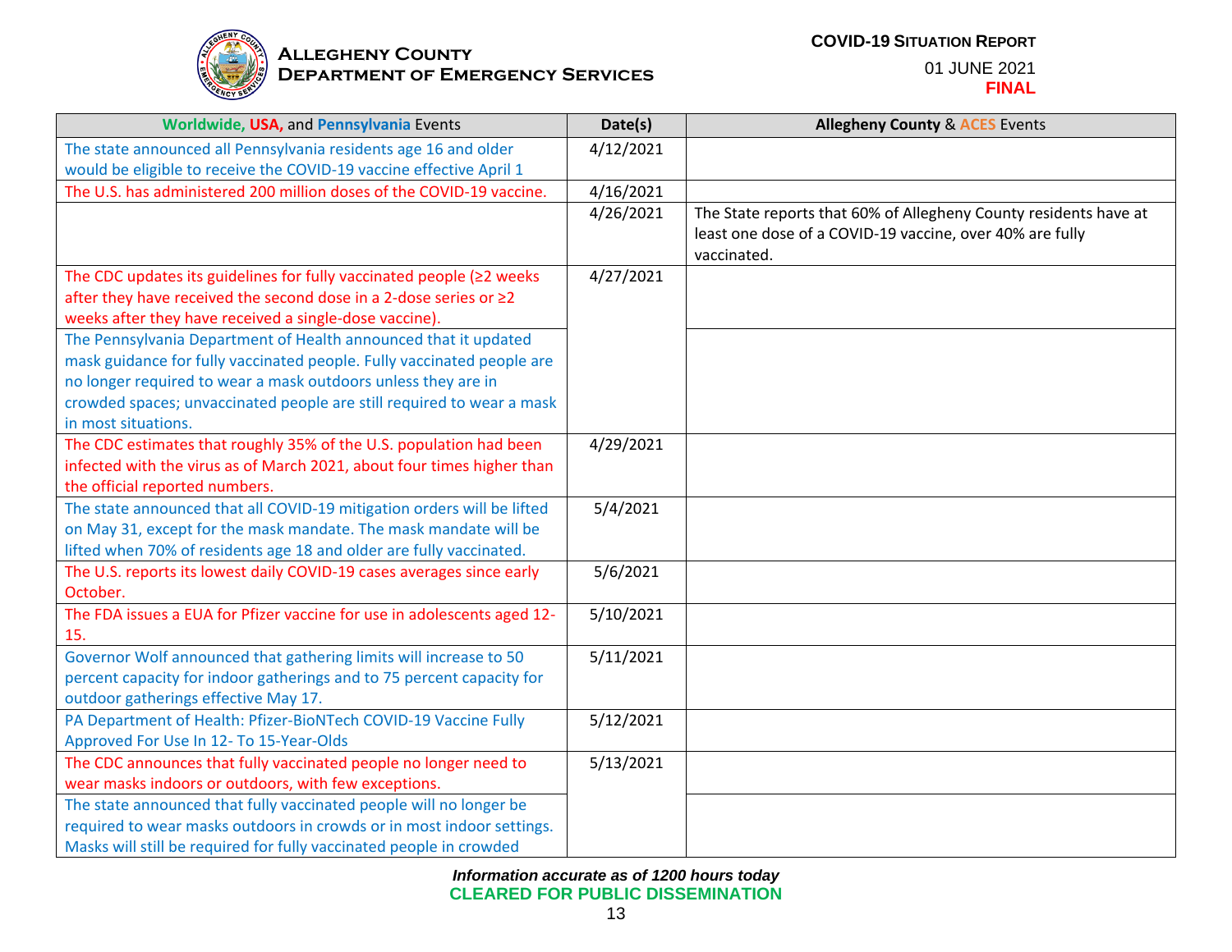| Worldwide, USA, and Pennsylvania Events | Date(s) | Allegheny County & ACES Events |
|---|---|---|
| The state announced all Pennsylvania residents age 16 and older would be eligible to receive the COVID-19 vaccine effective April 1 | 4/12/2021 | |
| The U.S. has administered 200 million doses of the COVID-19 vaccine. | 4/16/2021 | |
| | 4/26/2021 | The State reports that 60% of Allegheny County residents have at least one dose of a COVID-19 vaccine, over 40% are fully vaccinated. |
| The CDC updates its guidelines for fully vaccinated people (≥2 weeks after they have received the second dose in a 2-dose series or ≥2 weeks after they have received a single-dose vaccine). | 4/27/2021 | |
| The Pennsylvania Department of Health announced that it updated mask guidance for fully vaccinated people. Fully vaccinated people are no longer required to wear a mask outdoors unless they are in crowded spaces; unvaccinated people are still required to wear a mask in most situations. | | |
| The CDC estimates that roughly 35% of the U.S. population had been infected with the virus as of March 2021, about four times higher than the official reported numbers. | 4/29/2021 | |
| The state announced that all COVID-19 mitigation orders will be lifted on May 31, except for the mask mandate. The mask mandate will be lifted when 70% of residents age 18 and older are fully vaccinated. | 5/4/2021 | |
| The U.S. reports its lowest daily COVID-19 cases averages since early October. | 5/6/2021 | |
| The FDA issues a EUA for Pfizer vaccine for use in adolescents aged 12-15. | 5/10/2021 | |
| Governor Wolf announced that gathering limits will increase to 50 percent capacity for indoor gatherings and to 75 percent capacity for outdoor gatherings effective May 17. | 5/11/2021 | |
| PA Department of Health: Pfizer-BioNTech COVID-19 Vaccine Fully Approved For Use In 12- To 15-Year-Olds | 5/12/2021 | |
| The CDC announces that fully vaccinated people no longer need to wear masks indoors or outdoors, with few exceptions. | 5/13/2021 | |
| The state announced that fully vaccinated people will no longer be required to wear masks outdoors in crowds or in most indoor settings. Masks will still be required for fully vaccinated people in crowded | | |

*Information accurate as of 1200 hours today*

**CLEARED FOR PUBLIC DISSEMINATION**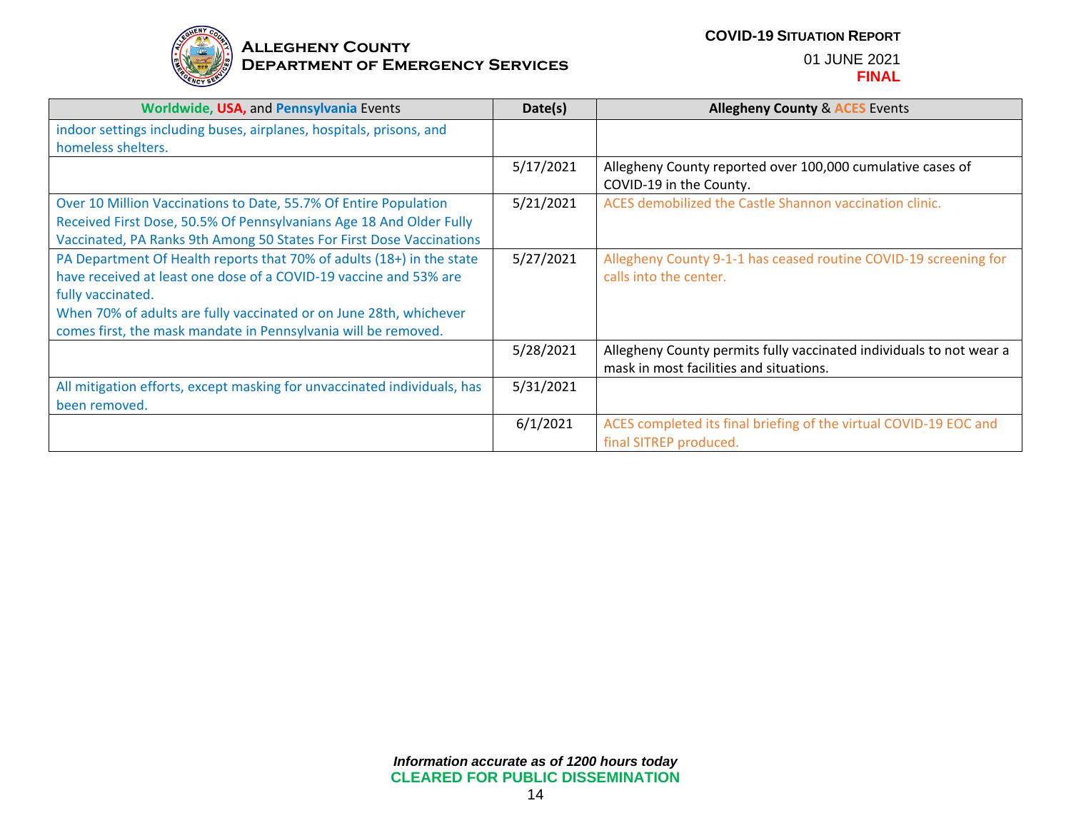| Worldwide, USA, and Pennsylvania Events | Date(s) | Allegheny County & ACES Events |
|---|---|---|
| indoor settings including buses, airplanes, hospitals, prisons, and homeless shelters. | | |
| | 5/17/2021 | Allegheny County reported over 100,000 cumulative cases of COVID-19 in the County. |
| Over 10 Million Vaccinations to Date, 55.7% Of Entire Population Received First Dose, 50.5% Of Pennsylvanians Age 18 And Older Fully Vaccinated, PA Ranks 9th Among 50 States For First Dose Vaccinations | 5/21/2021 | ACES demobilized the Castle Shannon vaccination clinic. |
| PA Department Of Health reports that 70% of adults (18+) in the state have received at least one dose of a COVID-19 vaccine and 53% are fully vaccinated.<br>When 70% of adults are fully vaccinated or on June 28th, whichever comes first, the mask mandate in Pennsylvania will be removed. | 5/27/2021 | Allegheny County 9-1-1 has ceased routine COVID-19 screening for calls into the center. |
| | 5/28/2021 | Allegheny County permits fully vaccinated individuals to not wear a mask in most facilities and situations. |
| All mitigation efforts, except masking for unvaccinated individuals, has been removed. | 5/31/2021 | |
| | 6/1/2021 | ACES completed its final briefing of the virtual COVID-19 EOC and final SITREP produced. |

*Information accurate as of 1200 hours today*

**CLEARED FOR PUBLIC DISSEMINATION**